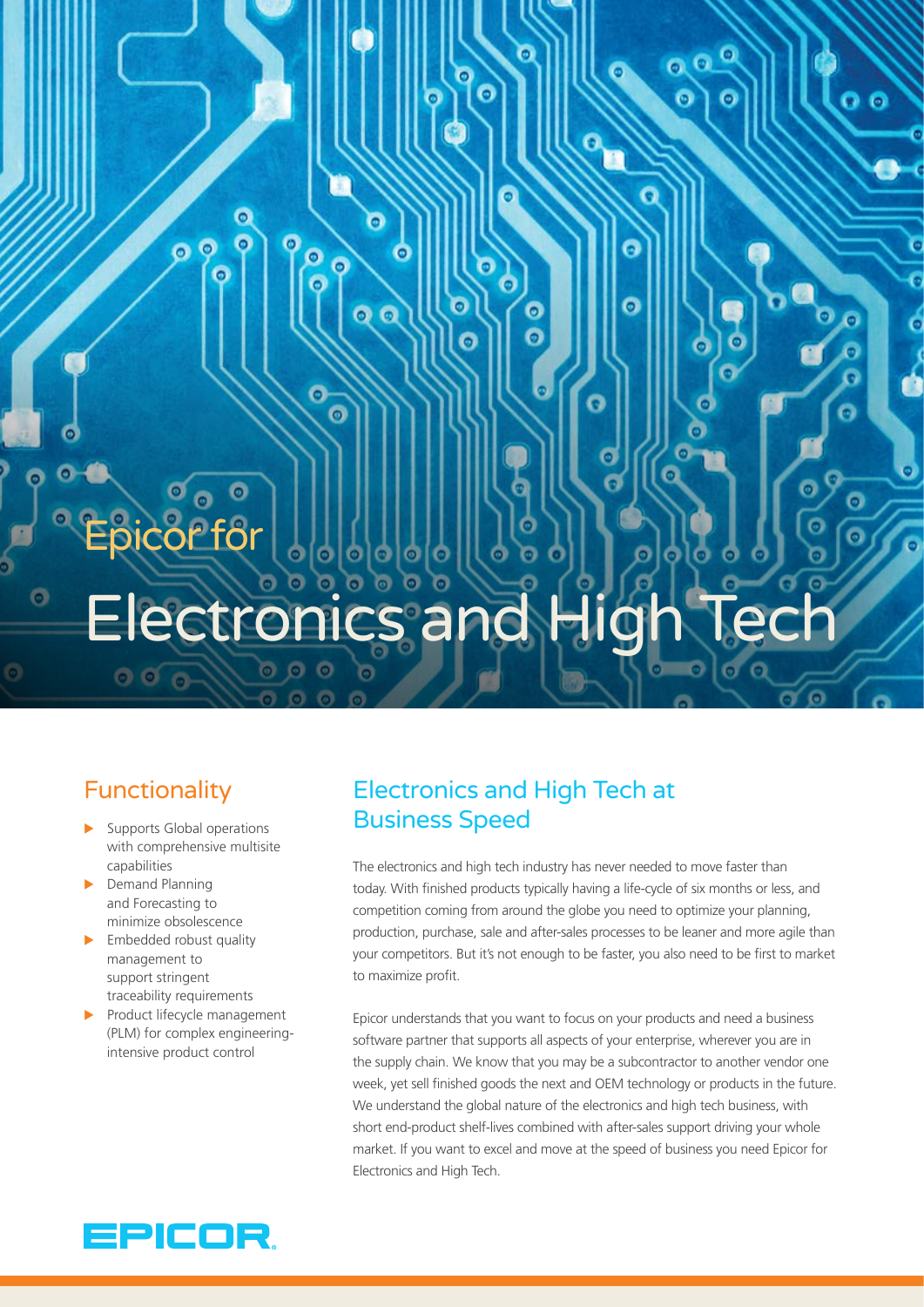# Epicor for Electronics and High Tech

## Functionality

- Supports Global operations with comprehensive multisite capabilities
- Demand Planning and Forecasting to minimize obsolescence
- Embedded robust quality management to support stringent traceability requirements
- Product lifecycle management (PLM) for complex engineering-intensive product control

## Electronics and High Tech at Business Speed

The electronics and high tech industry has never needed to move faster than today. With finished products typically having a life-cycle of six months or less, and competition coming from around the globe you need to optimize your planning, production, purchase, sale and after-sales processes to be leaner and more agile than your competitors. But it's not enough to be faster, you also need to be first to market to maximize profit.

Epicor understands that you want to focus on your products and need a business software partner that supports all aspects of your enterprise, wherever you are in the supply chain. We know that you may be a subcontractor to another vendor one week, yet sell finished goods the next and OEM technology or products in the future. We understand the global nature of the electronics and high tech business, with short end-product shelf-lives combined with after-sales support driving your whole market. If you want to excel and move at the speed of business you need Epicor for Electronics and High Tech.

EPICOR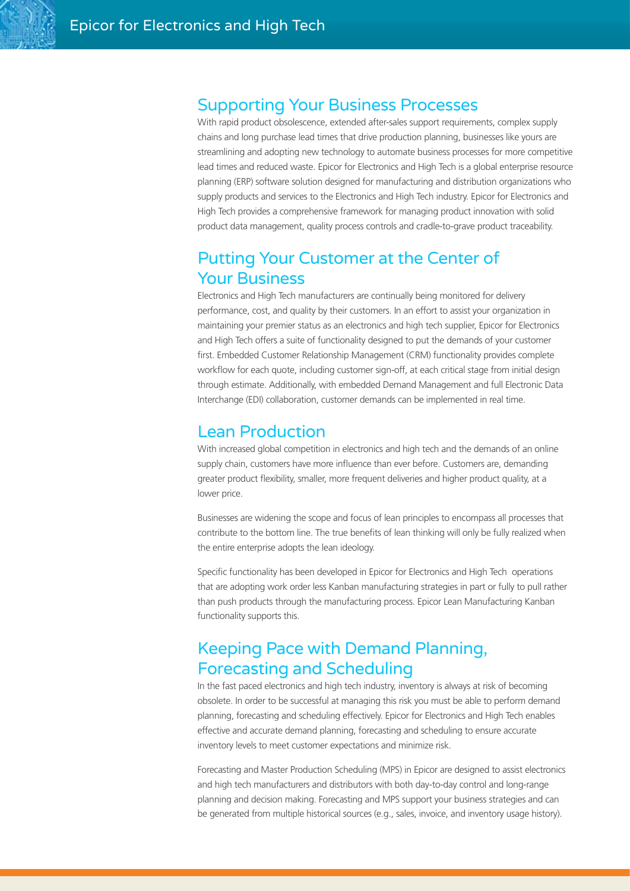## Supporting Your Business Processes

With rapid product obsolescence, extended after-sales support requirements, complex supply chains and long purchase lead times that drive production planning, businesses like yours are streamlining and adopting new technology to automate business processes for more competitive lead times and reduced waste. Epicor for Electronics and High Tech is a global enterprise resource planning (ERP) software solution designed for manufacturing and distribution organizations who supply products and services to the Electronics and High Tech industry. Epicor for Electronics and High Tech provides a comprehensive framework for managing product innovation with solid product data management, quality process controls and cradle-to-grave product traceability.

## Putting Your Customer at the Center of Your Business

Electronics and High Tech manufacturers are continually being monitored for delivery performance, cost, and quality by their customers. In an effort to assist your organization in maintaining your premier status as an electronics and high tech supplier, Epicor for Electronics and High Tech offers a suite of functionality designed to put the demands of your customer first. Embedded Customer Relationship Management (CRM) functionality provides complete workflow for each quote, including customer sign-off, at each critical stage from initial design through estimate. Additionally, with embedded Demand Management and full Electronic Data Interchange (EDI) collaboration, customer demands can be implemented in real time.

## Lean Production

With increased global competition in electronics and high tech and the demands of an online supply chain, customers have more influence than ever before. Customers are, demanding greater product flexibility, smaller, more frequent deliveries and higher product quality, at a lower price.

Businesses are widening the scope and focus of lean principles to encompass all processes that contribute to the bottom line. The true benefits of lean thinking will only be fully realized when the entire enterprise adopts the lean ideology.

Specific functionality has been developed in Epicor for Electronics and High Tech operations that are adopting work order less Kanban manufacturing strategies in part or fully to pull rather than push products through the manufacturing process. Epicor Lean Manufacturing Kanban functionality supports this.

## Keeping Pace with Demand Planning, Forecasting and Scheduling

In the fast paced electronics and high tech industry, inventory is always at risk of becoming obsolete. In order to be successful at managing this risk you must be able to perform demand planning, forecasting and scheduling effectively. Epicor for Electronics and High Tech enables effective and accurate demand planning, forecasting and scheduling to ensure accurate inventory levels to meet customer expectations and minimize risk.

Forecasting and Master Production Scheduling (MPS) in Epicor are designed to assist electronics and high tech manufacturers and distributors with both day-to-day control and long-range planning and decision making. Forecasting and MPS support your business strategies and can be generated from multiple historical sources (e.g., sales, invoice, and inventory usage history).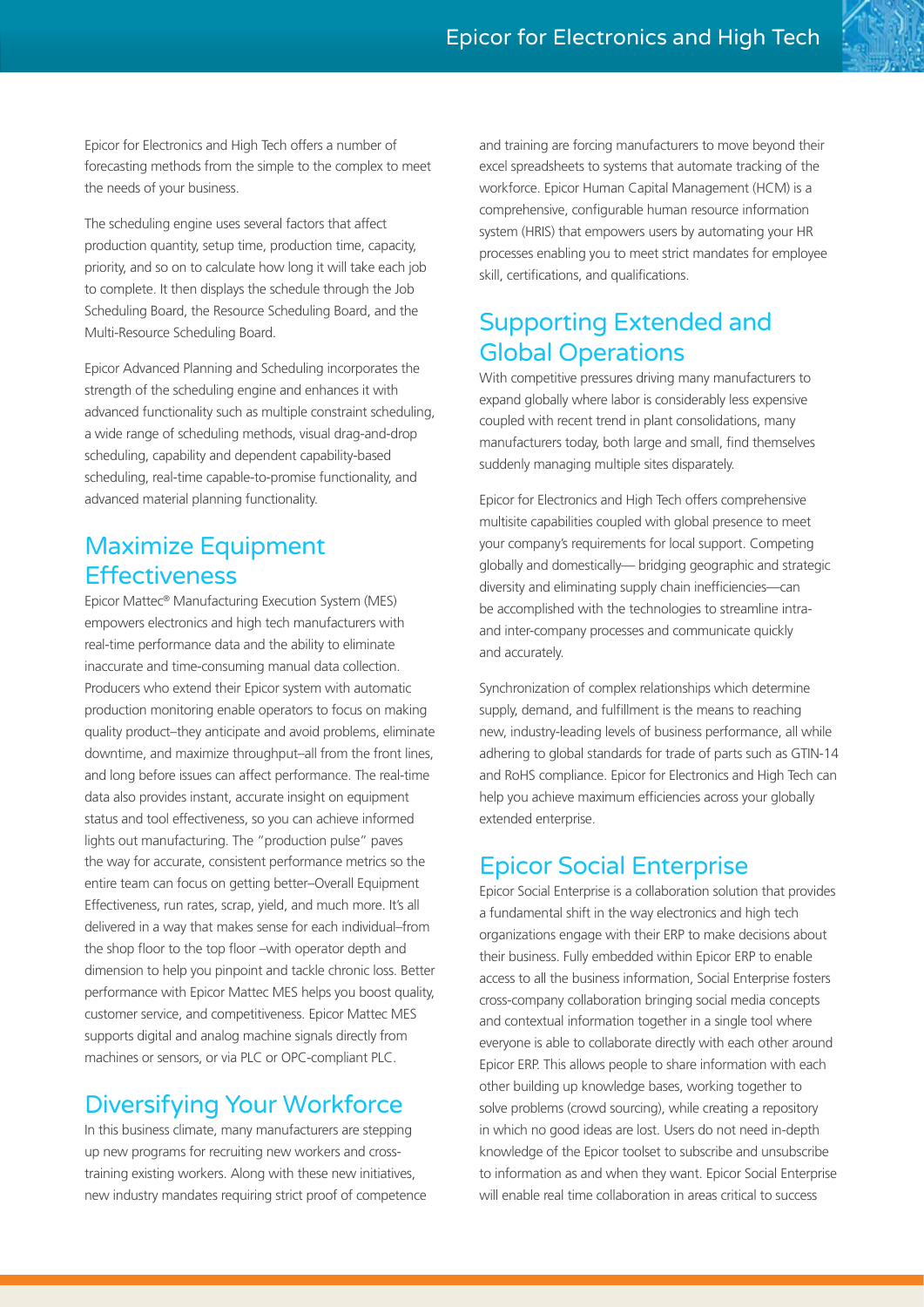Epicor for Electronics and High Tech offers a number of forecasting methods from the simple to the complex to meet the needs of your business.

The scheduling engine uses several factors that affect production quantity, setup time, production time, capacity, priority, and so on to calculate how long it will take each job to complete. It then displays the schedule through the Job Scheduling Board, the Resource Scheduling Board, and the Multi-Resource Scheduling Board.

Epicor Advanced Planning and Scheduling incorporates the strength of the scheduling engine and enhances it with advanced functionality such as multiple constraint scheduling, a wide range of scheduling methods, visual drag-and-drop scheduling, capability and dependent capability-based scheduling, real-time capable-to-promise functionality, and advanced material planning functionality.

## Maximize Equipment Effectiveness

Epicor Mattec® Manufacturing Execution System (MES) empowers electronics and high tech manufacturers with real-time performance data and the ability to eliminate inaccurate and time-consuming manual data collection. Producers who extend their Epicor system with automatic production monitoring enable operators to focus on making quality product–they anticipate and avoid problems, eliminate downtime, and maximize throughput–all from the front lines, and long before issues can affect performance. The real-time data also provides instant, accurate insight on equipment status and tool effectiveness, so you can achieve informed lights out manufacturing. The "production pulse" paves the way for accurate, consistent performance metrics so the entire team can focus on getting better–Overall Equipment Effectiveness, run rates, scrap, yield, and much more. It's all delivered in a way that makes sense for each individual–from the shop floor to the top floor –with operator depth and dimension to help you pinpoint and tackle chronic loss. Better performance with Epicor Mattec MES helps you boost quality, customer service, and competitiveness. Epicor Mattec MES supports digital and analog machine signals directly from machines or sensors, or via PLC or OPC-compliant PLC.

## Diversifying Your Workforce

In this business climate, many manufacturers are stepping up new programs for recruiting new workers and cross-training existing workers. Along with these new initiatives, new industry mandates requiring strict proof of competence and training are forcing manufacturers to move beyond their excel spreadsheets to systems that automate tracking of the workforce. Epicor Human Capital Management (HCM) is a comprehensive, configurable human resource information system (HRIS) that empowers users by automating your HR processes enabling you to meet strict mandates for employee skill, certifications, and qualifications.

## Supporting Extended and Global Operations

With competitive pressures driving many manufacturers to expand globally where labor is considerably less expensive coupled with recent trend in plant consolidations, many manufacturers today, both large and small, find themselves suddenly managing multiple sites disparately.

Epicor for Electronics and High Tech offers comprehensive multisite capabilities coupled with global presence to meet your company's requirements for local support. Competing globally and domestically— bridging geographic and strategic diversity and eliminating supply chain inefficiencies—can be accomplished with the technologies to streamline intra- and inter-company processes and communicate quickly and accurately.

Synchronization of complex relationships which determine supply, demand, and fulfillment is the means to reaching new, industry-leading levels of business performance, all while adhering to global standards for trade of parts such as GTIN-14 and RoHS compliance. Epicor for Electronics and High Tech can help you achieve maximum efficiencies across your globally extended enterprise.

## Epicor Social Enterprise

Epicor Social Enterprise is a collaboration solution that provides a fundamental shift in the way electronics and high tech organizations engage with their ERP to make decisions about their business. Fully embedded within Epicor ERP to enable access to all the business information, Social Enterprise fosters cross-company collaboration bringing social media concepts and contextual information together in a single tool where everyone is able to collaborate directly with each other around Epicor ERP. This allows people to share information with each other building up knowledge bases, working together to solve problems (crowd sourcing), while creating a repository in which no good ideas are lost. Users do not need in-depth knowledge of the Epicor toolset to subscribe and unsubscribe to information as and when they want. Epicor Social Enterprise will enable real time collaboration in areas critical to success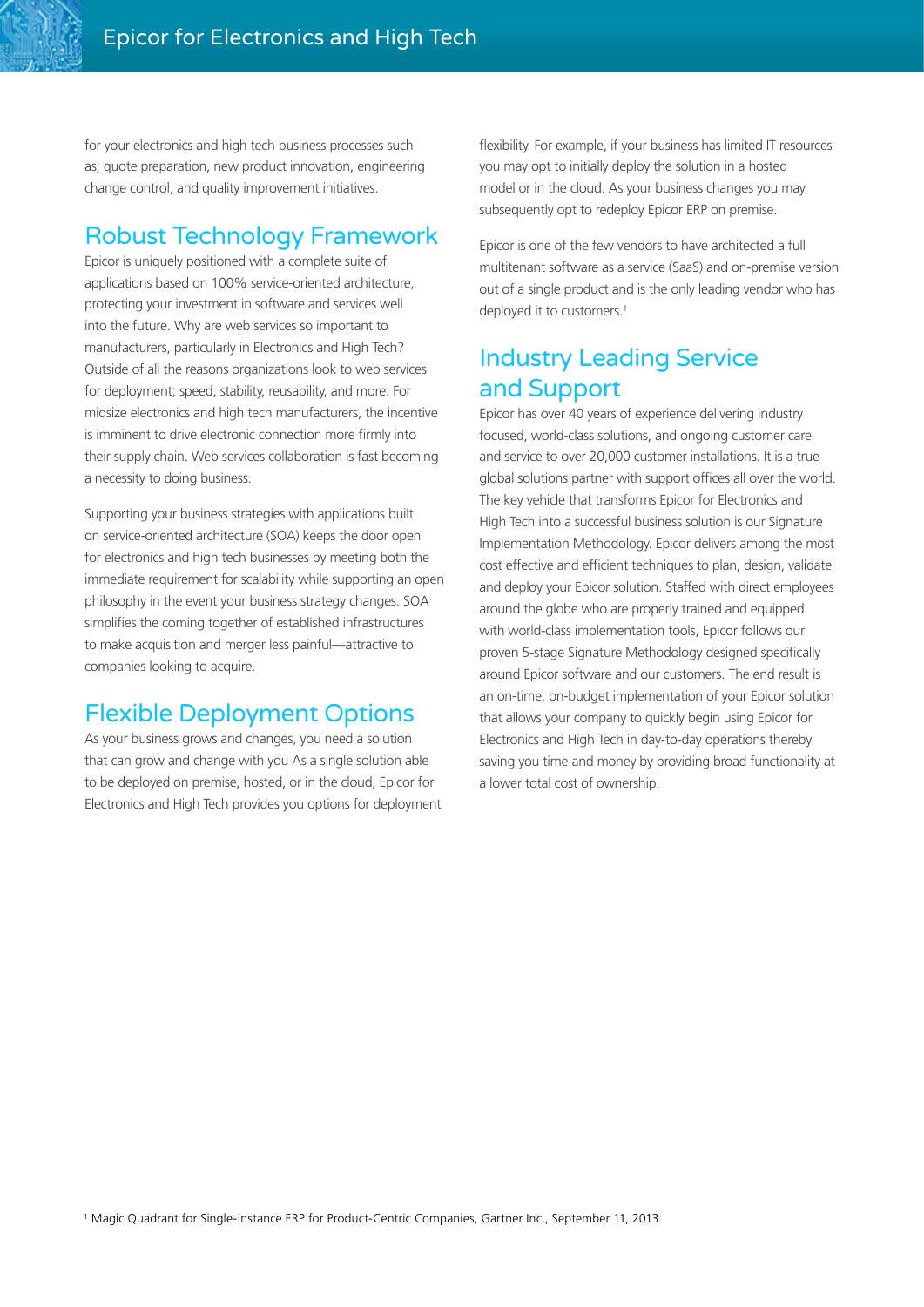for your electronics and high tech business processes such as; quote preparation, new product innovation, engineering change control, and quality improvement initiatives.

## Robust Technology Framework

Epicor is uniquely positioned with a complete suite of applications based on 100% service-oriented architecture, protecting your investment in software and services well into the future. Why are web services so important to manufacturers, particularly in Electronics and High Tech? Outside of all the reasons organizations look to web services for deployment; speed, stability, reusability, and more. For midsize electronics and high tech manufacturers, the incentive is imminent to drive electronic connection more firmly into their supply chain. Web services collaboration is fast becoming a necessity to doing business.

Supporting your business strategies with applications built on service-oriented architecture (SOA) keeps the door open for electronics and high tech businesses by meeting both the immediate requirement for scalability while supporting an open philosophy in the event your business strategy changes. SOA simplifies the coming together of established infrastructures to make acquisition and merger less painful—attractive to companies looking to acquire.

## Flexible Deployment Options

As your business grows and changes, you need a solution that can grow and change with you As a single solution able to be deployed on premise, hosted, or in the cloud, Epicor for Electronics and High Tech provides you options for deployment flexibility. For example, if your business has limited IT resources you may opt to initially deploy the solution in a hosted model or in the cloud. As your business changes you may subsequently opt to redeploy Epicor ERP on premise.

Epicor is one of the few vendors to have architected a full multitenant software as a service (SaaS) and on-premise version out of a single product and is the only leading vendor who has deployed it to customers.[1]

## Industry Leading Service and Support

Epicor has over 40 years of experience delivering industry focused, world-class solutions, and ongoing customer care and service to over 20,000 customer installations. It is a true global solutions partner with support offices all over the world. The key vehicle that transforms Epicor for Electronics and High Tech into a successful business solution is our Signature Implementation Methodology. Epicor delivers among the most cost effective and efficient techniques to plan, design, validate and deploy your Epicor solution. Staffed with direct employees around the globe who are properly trained and equipped with world-class implementation tools, Epicor follows our proven 5-stage Signature Methodology designed specifically around Epicor software and our customers. The end result is an on-time, on-budget implementation of your Epicor solution that allows your company to quickly begin using Epicor for Electronics and High Tech in day-to-day operations thereby saving you time and money by providing broad functionality at a lower total cost of ownership.

[1] Magic Quadrant for Single-Instance ERP for Product-Centric Companies, Gartner Inc., September 11, 2013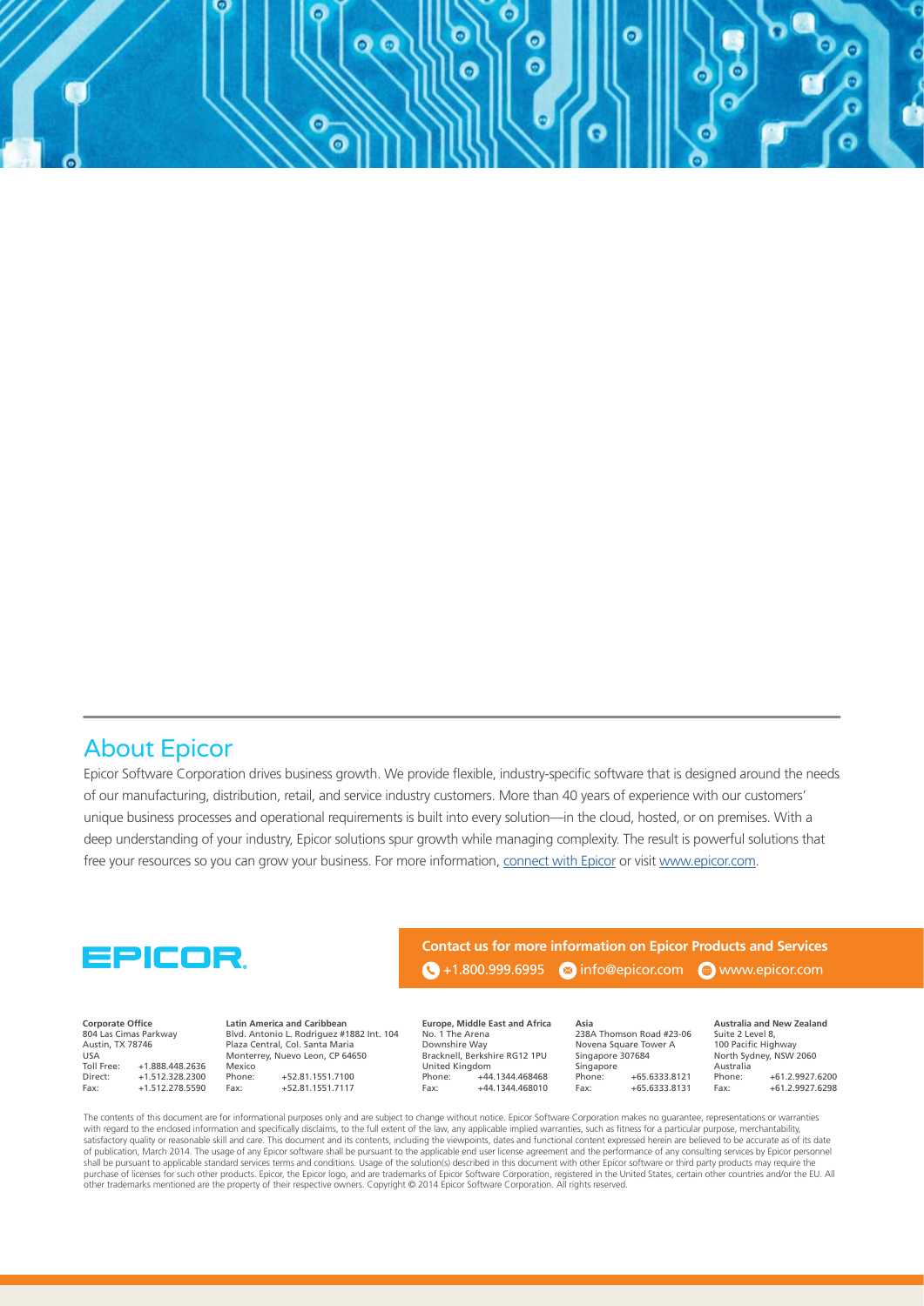## About Epicor

Epicor Software Corporation drives business growth. We provide flexible, industry-specific software that is designed around the needs of our manufacturing, distribution, retail, and service industry customers. More than 40 years of experience with our customers' unique business processes and operational requirements is built into every solution—in the cloud, hosted, or on premises. With a deep understanding of your industry, Epicor solutions spur growth while managing complexity. The result is powerful solutions that free your resources so you can grow your business. For more information, connect with Epicor or visit www.epicor.com.

EPICOR.

**Contact us for more information on Epicor Products and Services**

+1.800.999.6995 info@epicor.com www.epicor.com

**Corporate Office**
804 Las Cimas Parkway
Austin, TX 78746
USA
Toll Free: +1.888.448.2636
Direct: +1.512.328.2300
Fax: +1.512.278.5590

**Latin America and Caribbean**
Blvd. Antonio L. Rodriguez #1882 Int. 104
Plaza Central, Col. Santa Maria
Monterrey, Nuevo Leon, CP 64650
Mexico
Phone: +52.81.1551.7100
Fax: +52.81.1551.7117

**Europe, Middle East and Africa**
No. 1 The Arena
Downshire Way
Bracknell, Berkshire RG12 1PU
United Kingdom
Phone: +44.1344.468468
Fax: +44.1344.468010

**Asia**
238A Thomson Road #23-06
Novena Square Tower A
Singapore 307684
Singapore
Phone: +65.6333.8121
Fax: +65.6333.8131

**Australia and New Zealand**
Suite 2 Level 8,
100 Pacific Highway
North Sydney, NSW 2060
Australia
Phone: +61.2.9927.6200
Fax: +61.2.9927.6298

The contents of this document are for informational purposes only and are subject to change without notice. Epicor Software Corporation makes no guarantee, representations or warranties with regard to the enclosed information and specifically disclaims, to the full extent of the law, any applicable implied warranties, such as fitness for a particular purpose, merchantability, satisfactory quality or reasonable skill and care. This document and its contents, including the viewpoints, dates and functional content expressed herein are believed to be accurate as of its date of publication, March 2014. The usage of any Epicor software shall be pursuant to the applicable end user license agreement and the performance of any consulting services by Epicor personnel shall be pursuant to applicable standard services terms and conditions. Usage of the solution(s) described in this document with other Epicor software or third party products may require the purchase of licenses for such other products. Epicor, the Epicor logo, and are trademarks of Epicor Software Corporation, registered in the United States, certain other countries and/or the EU. All other trademarks mentioned are the property of their respective owners. Copyright © 2014 Epicor Software Corporation. All rights reserved.